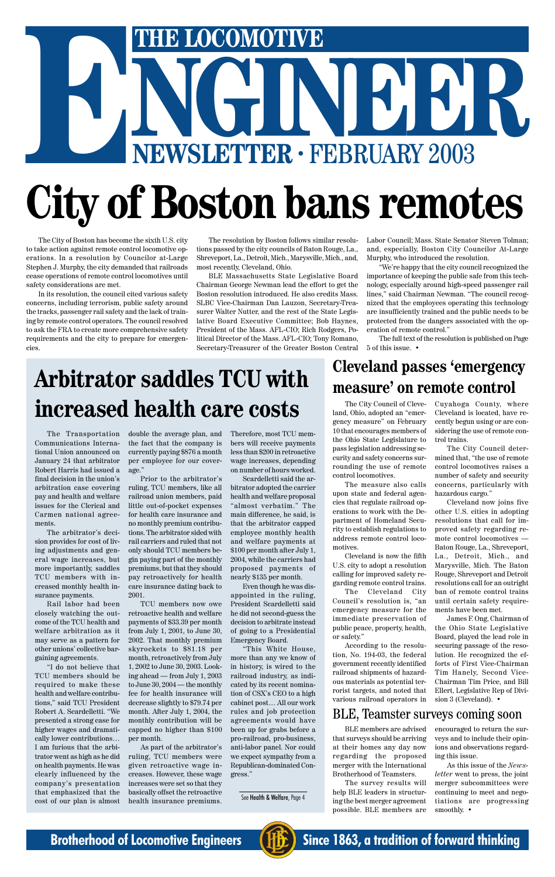# THE LOCOMOTIVE ENGINEER

## NEWSLETTER · FEBRUARY 2003

# City of Boston bans remotes

The City of Boston has become the sixth U.S. city to take action against remote control locomotive operations. In a resolution by Councilor at-Large Stephen J. Murphy, the city demanded that railroads cease operations of remote control locomotives until safety considerations are met.

In its resolution, the council cited various safety concerns, including terrorism, public safety around the tracks, passenger rail safety and the lack of training by remote control operators. The council resolved to ask the FRA to create more comprehensive safety requirements and the city to prepare for emergencies.

The resolution by Boston follows similar resolutions passed by the city councils of Baton Rouge, La., Shreveport, La., Detroit, Mich., Marysville, Mich., and, most recently, Cleveland, Ohio.

BLE Massachusetts State Legislative Board Chairman George Newman lead the effort to get the Boston resolution introduced. He also credits Mass. SLBC Vice-Chairman Dan Lauzon, Secretary-Treasurer Walter Nutter, and the rest of the State Legislative Board Executive Committee; Bob Haynes, President of the Mass. AFL-CIO; Rich Rodgers, Political Director of the Mass. AFL-CIO; Tony Romano, Secretary-Treasurer of the Greater Boston Central Labor Council; Mass. State Senator Steven Tolman; and, especially, Boston City Councilor At-Large Murphy, who introduced the resolution.

"We're happy that the city council recognized the importance of keeping the public safe from this technology, especially around high-speed passenger rail lines," said Chairman Newman. "The council recognized that the employees operating this technology are insufficiently trained and the public needs to be protected from the dangers associated with the operation of remote control."

The full text of the resolution is published on Page 5 of this issue. •

## Arbitrator saddles TCU with increased health care costs

The Transportation Communications International Union announced on January 24 that arbitrator Robert Harris had issued a final decision in the union's arbitration case covering pay and health and welfare issues for the Clerical and Carmen national agreements.

The arbitrator's decision provides for cost of living adjustments and general wage increases, but more importantly, saddles TCU members with increased monthly health insurance payments.

Rail labor had been closely watching the outcome of the TCU health and welfare arbitration as it may serve as a pattern for other unions' collective bargaining agreements.

"I do not believe that TCU members should be required to make these health and welfare contributions," said TCU President Robert A. Scardelletti. "We presented a strong case for higher wages and dramatically lower contributions… I am furious that the arbitrator went as high as he did on health payments. He was clearly influenced by the company's presentation that emphasized that the cost of our plan is almost double the average plan, and the fact that the company is currently paying $876 a month per employee for our coverage."

Prior to the arbitrator's ruling, TCU members, like all railroad union members, paid little out-of-pocket expenses for health care insurance and no monthly premium contributions. The arbitrator sided with rail carriers and ruled that not only should TCU members begin paying part of the monthly premiums, but that they should pay retroactively for health care insurance dating back to 2001.

TCU members now owe retroactive health and welfare payments of $33.39 per month from July 1, 2001, to June 30, 2002. That monthly premium skyrockets to $81.18 per month, retroactively from July 1, 2002 to June 30, 2003. Looking ahead — from July 1, 2003 to June 30, 2004 — the monthly fee for health insurance will decrease slightly to $79.74 per month. After July 1, 2004, the monthly contribution will be capped no higher than $100 per month.

As part of the arbitrator's ruling, TCU members were given retroactive wage increases. However, these wage increases were set so that they basically offset the retroactive health insurance premiums. Therefore, most TCU members will receive payments less than $200 in retroactive wage increases, depending on number of hours worked.

Scardelletti said the arbitrator adopted the carrier health and welfare proposal "almost verbatim." The main difference, he said, is that the arbitrator capped employee monthly health and welfare payments at $100 per month after July 1, 2004, while the carriers had proposed payments of nearly $135 per month.

Even though he was disappointed in the ruling, President Scardelletti said he did not second-guess the decision to arbitrate instead of going to a Presidential Emergency Board.

"This White House, more than any we know of in history, is wired to the railroad industry, as indicated by its recent nomination of CSX's CEO to a high cabinet post… All our work rules and job protection agreements would have been up for grabs before a pro-railroad, pro-business, anti-labor panel. Nor could we expect sympathy from a Republican-dominated Congress."

See **Health & Welfare**, Page 4

## Cleveland passes 'emergency measure' on remote control

The City Council of Cleveland, Ohio, adopted an "emergency measure" on February 10 that encourages members of the Ohio State Legislature to pass legislation addressing security and safety concerns surrounding the use of remote control locomotives.

The measure also calls upon state and federal agencies that regulate railroad operations to work with the Department of Homeland Security to establish regulations to address remote control locomotives.

Cleveland is now the fifth U.S. city to adopt a resolution calling for improved safety regarding remote control trains.

The Cleveland City Council's resolution is, "an emergency measure for the immediate preservation of public peace, property, health, or safety."

According to the resolution, No. 194-03, the federal government recently identified railroad shipments of hazardous materials as potential terrorist targets, and noted that various railroad operators in Cuyahoga County, where Cleveland is located, have recently begun using or are considering the use of remote control trains.

The City Council determined that, "the use of remote control locomotives raises a number of safety and security concerns, particularly with hazardous cargo."

Cleveland now joins five other U.S. cities in adopting resolutions that call for improved safety regarding remote control locomotives — Baton Rouge, La., Shreveport, La., Detroit, Mich., and Marysville, Mich. The Baton Rouge, Shreveport and Detroit resolutions call for an outright ban of remote control trains until certain safety requirements have been met.

James F. Ong, Chairman of the Ohio State Legislative Board, played the lead role in securing passage of the resolution. He recognized the efforts of First Vice-Chairman Tim Hanely, Second Vice-Chairman Tim Price, and Bill Ellert, Legislative Rep of Division 3 (Cleveland). •

## BLE, Teamster surveys coming soon

BLE members are advised that surveys should be arriving at their homes any day now regarding the proposed merger with the International Brotherhood of Teamsters.

The survey results will help BLE leaders in structuring the best merger agreement possible. BLE members are encouraged to return the surveys and to include their opinions and observations regarding this issue.

As this issue of the *Newsletter* went to press, the joint merger subcommittees were continuing to meet and negotiations are progressing smoothly. •

**Brotherhood of Locomotive Engineers** — **Since 1863, a tradition of forward thinking**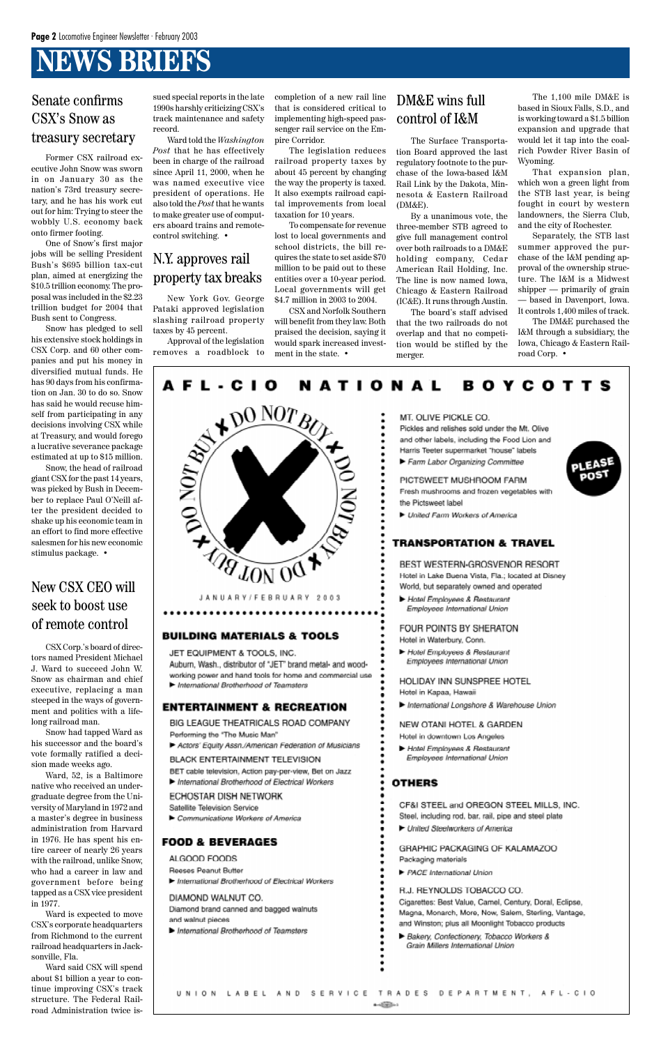# NEWS BRIEFS

## Senate confirms CSX's Snow as treasury secretary

Former CSX railroad executive John Snow was sworn in on January 30 as the nation's 73rd treasury secretary, and he has his work cut out for him: Trying to steer the wobbly U.S. economy back onto firmer footing.

One of Snow's first major jobs will be selling President Bush's $695 billion tax-cut plan, aimed at energizing the $10.5 trillion economy. The proposal was included in the $2.23 trillion budget for 2004 that Bush sent to Congress.

Snow has pledged to sell his extensive stock holdings in CSX Corp. and 60 other companies and put his money in diversified mutual funds. He has 90 days from his confirmation on Jan. 30 to do so. Snow has said he would recuse himself from participating in any decisions involving CSX while at Treasury, and would forego a lucrative severance package estimated at up to $15 million.

Snow, the head of railroad giant CSX for the past 14 years, was picked by Bush in December to replace Paul O'Neill after the president decided to shake up his economic team in an effort to find more effective salesmen for his new economic stimulus package. •

## New CSX CEO will seek to boost use of remote control

CSX Corp.'s board of directors named President Michael J. Ward to succeed John W. Snow as chairman and chief executive, replacing a man steeped in the ways of government and politics with a lifelong railroad man.

Snow had tapped Ward as his successor and the board's vote formally ratified a decision made weeks ago.

Ward, 52, is a Baltimore native who received an undergraduate degree from the University of Maryland in 1972 and a master's degree in business administration from Harvard in 1976. He has spent his entire career of nearly 26 years with the railroad, unlike Snow, who had a career in law and government before being tapped as a CSX vice president in 1977.

Ward is expected to move CSX's corporate headquarters from Richmond to the current railroad headquarters in Jacksonville, Fla.

Ward said CSX will spend about $1 billion a year to continue improving CSX's track structure. The Federal Railroad Administration twice issued special reports in the late 1990s harshly criticizing CSX's track maintenance and safety record.

Ward told the *Washington Post* that he has effectively been in charge of the railroad since April 11, 2000, when he was named executive vice president of operations. He also told the *Post* that he wants to make greater use of computers aboard trains and remote-control switching. •

## N.Y. approves rail property tax breaks

New York Gov. George Pataki approved legislation slashing railroad property taxes by 45 percent.

Approval of the legislation removes a roadblock to completion of a new rail line that is considered critical to implementing high-speed passenger rail service on the Empire Corridor.

The legislation reduces railroad property taxes by about 45 percent by changing the way the property is taxed. It also exempts railroad capital improvements from local taxation for 10 years.

To compensate for revenue lost to local governments and school districts, the bill requires the state to set aside $70 million to be paid out to these entities over a 10-year period. Local governments will get $4.7 million in 2003 to 2004.

CSX and Norfolk Southern will benefit from they law. Both praised the decision, saying it would spark increased investment in the state. •

## DM&E wins full control of I&M

The Surface Transportation Board approved the last regulatory footnote to the purchase of the Iowa-based I&M Rail Link by the Dakota, Minnesota & Eastern Railroad (DM&E).

By a unanimous vote, the three-member STB agreed to give full management control over both railroads to a DM&E holding company, Cedar American Rail Holding, Inc. The line is now named Iowa, Chicago & Eastern Railroad (IC&E). It runs through Austin.

The board's staff advised that the two railroads do not overlap and that no competition would be stifled by the merger.

The 1,100 mile DM&E is based in Sioux Falls, S.D., and is working toward a $1.5 billion expansion and upgrade that would let it tap into the coal-rich Powder River Basin of Wyoming.

That expansion plan, which won a green light from the STB last year, is being fought in court by western landowners, the Sierra Club, and the city of Rochester.

Separately, the STB last summer approved the purchase of the I&M pending approval of the ownership structure. The I&M is a Midwest shipper — primarily of grain — based in Davenport, Iowa. It controls 1,400 miles of track.

The DM&E purchased the I&M through a subsidiary, the Iowa, Chicago & Eastern Railroad Corp. •

## AFL-CIO NATIONAL BOYCOTTS

DO NOT BUY ✖ DO NOT BUY ✖ DO NOT BUY ✖ DO NOT BUY

JANUARY/FEBRUARY 2003

PLEASE POST

### BUILDING MATERIALS & TOOLS

**JET EQUIPMENT & TOOLS, INC.**
Auburn, Wash., distributor of "JET" brand metal- and woodworking power and hand tools for home and commercial use
► *International Brotherhood of Teamsters*

### ENTERTAINMENT & RECREATION

**BIG LEAGUE THEATRICALS ROAD COMPANY**
Performing the "The Music Man"
► *Actors' Equity Assn./American Federation of Musicians*

**BLACK ENTERTAINMENT TELEVISION**
BET cable television, Action pay-per-view, Bet on Jazz
► *International Brotherhood of Electrical Workers*

**ECHOSTAR DISH NETWORK**
Satellite Television Service
► *Communications Workers of America*

### FOOD & BEVERAGES

**ALGOOD FOODS**
Reeses Peanut Butter
► *International Brotherhood of Electrical Workers*

**DIAMOND WALNUT CO.**
Diamond brand canned and bagged walnuts and walnut pieces
► *International Brotherhood of Teamsters*

**MT. OLIVE PICKLE CO.**
Pickles and relishes sold under the Mt. Olive and other labels, including the Food Lion and Harris Teeter supermarket "house" labels
► *Farm Labor Organizing Committee*

**PICTSWEET MUSHROOM FARM**
Fresh mushrooms and frozen vegetables with the Pictsweet label
► *United Farm Workers of America*

### TRANSPORTATION & TRAVEL

**BEST WESTERN-GROSVENOR RESORT**
Hotel in Lake Buena Vista, Fla.; located at Disney World, but separately owned and operated
► *Hotel Employees & Restaurant Employees International Union*

**FOUR POINTS BY SHERATON**
Hotel in Waterbury, Conn.
► *Hotel Employees & Restaurant Employees International Union*

**HOLIDAY INN SUNSPREE HOTEL**
Hotel in Kapaa, Hawaii
► *International Longshore & Warehouse Union*

**NEW OTANI HOTEL & GARDEN**
Hotel in downtown Los Angeles
► *Hotel Employees & Restaurant Employees International Union*

### OTHERS

**CF&I STEEL and OREGON STEEL MILLS, INC.**
Steel, including rod, bar, rail, pipe and steel plate
► *United Steelworkers of America*

**GRAPHIC PACKAGING OF KALAMAZOO**
Packaging materials
► *PACE International Union*

**R.J. REYNOLDS TOBACCO CO.**
Cigarettes: Best Value, Camel, Century, Doral, Eclipse, Magna, Monarch, More, Now, Salem, Sterling, Vantage, and Winston; plus all Moonlight Tobacco products
► *Bakery, Confectionery, Tobacco Workers & Grain Millers International Union*

UNION LABEL AND SERVICE TRADES DEPARTMENT, AFL-CIO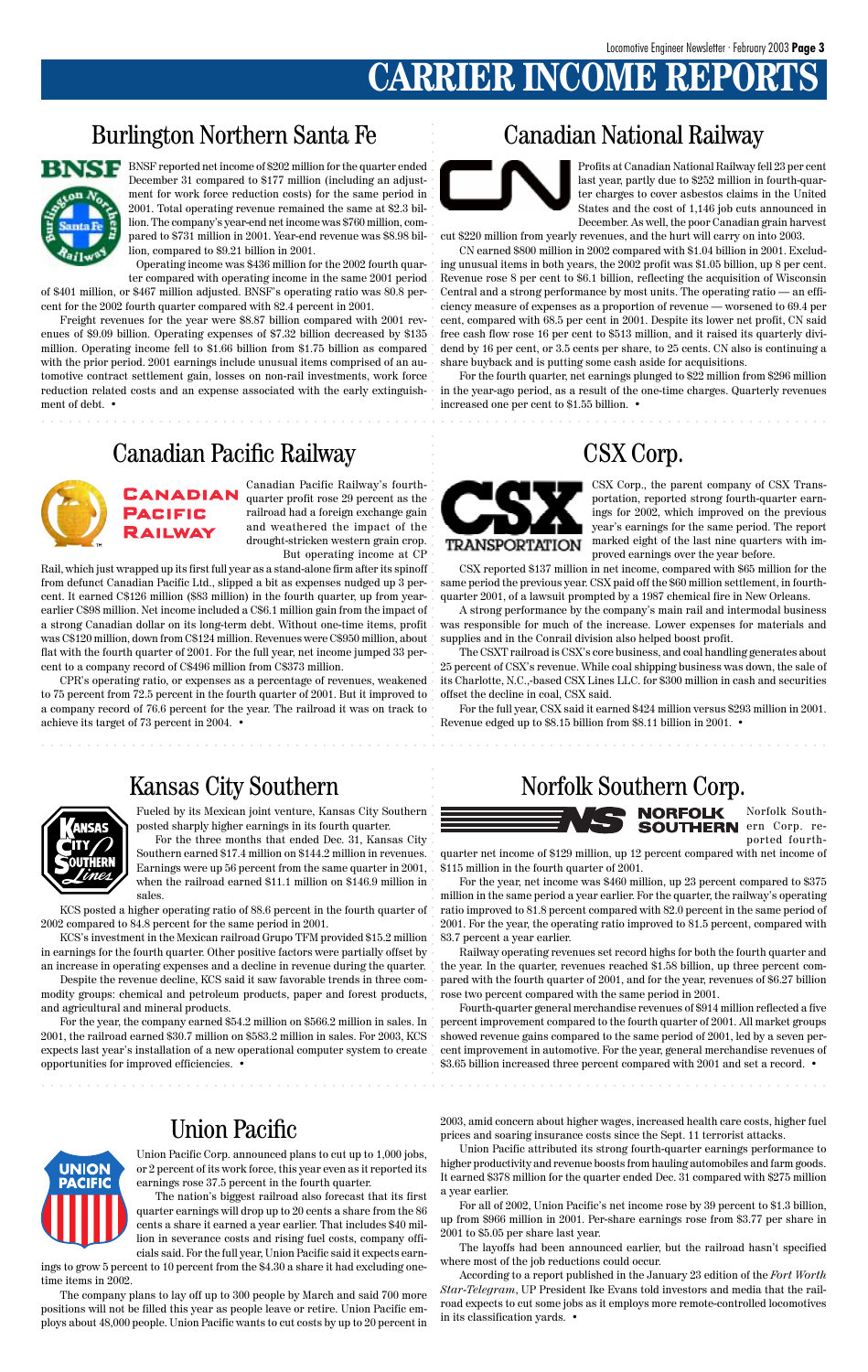# CARRIER INCOME REPORTS

## Burlington Northern Santa Fe

BNSF reported net income of $202 million for the quarter ended December 31 compared to $177 million (including an adjustment for work force reduction costs) for the same period in 2001. Total operating revenue remained the same at $2.3 billion. The company's year-end net income was $760 million, compared to $731 million in 2001. Year-end revenue was $8.98 billion, compared to $9.21 billion in 2001.

Operating income was $436 million for the 2002 fourth quarter compared with operating income in the same 2001 period of $401 million, or $467 million adjusted. BNSF's operating ratio was 80.8 percent for the 2002 fourth quarter compared with 82.4 percent in 2001.

Freight revenues for the year were $8.87 billion compared with 2001 revenues of $9.09 billion. Operating expenses of $7.32 billion decreased by $135 million. Operating income fell to $1.66 billion from $1.75 billion as compared with the prior period. 2001 earnings include unusual items comprised of an automotive contract settlement gain, losses on non-rail investments, work force reduction related costs and an expense associated with the early extinguishment of debt. •

## Canadian National Railway

Profits at Canadian National Railway fell 23 per cent last year, partly due to $252 million in fourth-quarter charges to cover asbestos claims in the United States and the cost of 1,146 job cuts announced in December. As well, the poor Canadian grain harvest cut $220 million from yearly revenues, and the hurt will carry on into 2003.

CN earned $800 million in 2002 compared with $1.04 billion in 2001. Excluding unusual items in both years, the 2002 profit was $1.05 billion, up 8 per cent. Revenue rose 8 per cent to $6.1 billion, reflecting the acquisition of Wisconsin Central and a strong performance by most units. The operating ratio — an efficiency measure of expenses as a proportion of revenue — worsened to 69.4 per cent, compared with 68.5 per cent in 2001. Despite its lower net profit, CN said free cash flow rose 16 per cent to $513 million, and it raised its quarterly dividend by 16 per cent, or 3.5 cents per share, to 25 cents. CN also is continuing a share buyback and is putting some cash aside for acquisitions.

For the fourth quarter, net earnings plunged to $22 million from $296 million in the year-ago period, as a result of the one-time charges. Quarterly revenues increased one per cent to $1.55 billion. •

## Canadian Pacific Railway

Canadian Pacific Railway's fourth-quarter profit rose 29 percent as the railroad had a foreign exchange gain and weathered the impact of the drought-stricken western grain crop.

But operating income at CP Rail, which just wrapped up its first full year as a stand-alone firm after its spinoff from defunct Canadian Pacific Ltd., slipped a bit as expenses nudged up 3 percent. It earned C$126 million ($83 million) in the fourth quarter, up from year-earlier C$98 million. Net income included a C$6.1 million gain from the impact of a strong Canadian dollar on its long-term debt. Without one-time items, profit was C$120 million, down from C$124 million. Revenues were C$950 million, about flat with the fourth quarter of 2001. For the full year, net income jumped 33 percent to a company record of C$496 million from C$373 million.

CPR's operating ratio, or expenses as a percentage of revenues, weakened to 75 percent from 72.5 percent in the fourth quarter of 2001. But it improved to a company record of 76.6 percent for the year. The railroad it was on track to achieve its target of 73 percent in 2004. •

## CSX Corp.

CSX Corp., the parent company of CSX Transportation, reported strong fourth-quarter earnings for 2002, which improved on the previous year's earnings for the same period. The report marked eight of the last nine quarters with improved earnings over the year before.

CSX reported $137 million in net income, compared with $65 million for the same period the previous year. CSX paid off the $60 million settlement, in fourth-quarter 2001, of a lawsuit prompted by a 1987 chemical fire in New Orleans.

A strong performance by the company's main rail and intermodal business was responsible for much of the increase. Lower expenses for materials and supplies and in the Conrail division also helped boost profit.

The CSXT railroad is CSX's core business, and coal handling generates about 25 percent of CSX's revenue. While coal shipping business was down, the sale of its Charlotte, N.C.,-based CSX Lines LLC. for $300 million in cash and securities offset the decline in coal, CSX said.

For the full year, CSX said it earned $424 million versus $293 million in 2001. Revenue edged up to $8.15 billion from $8.11 billion in 2001. •

## Kansas City Southern

Fueled by its Mexican joint venture, Kansas City Southern posted sharply higher earnings in its fourth quarter.

For the three months that ended Dec. 31, Kansas City Southern earned $17.4 million on $144.2 million in revenues. Earnings were up 56 percent from the same quarter in 2001, when the railroad earned $11.1 million on $146.9 million in sales.

KCS posted a higher operating ratio of 88.6 percent in the fourth quarter of 2002 compared to 84.8 percent for the same period in 2001.

KCS's investment in the Mexican railroad Grupo TFM provided $15.2 million in earnings for the fourth quarter. Other positive factors were partially offset by an increase in operating expenses and a decline in revenue during the quarter.

Despite the revenue decline, KCS said it saw favorable trends in three commodity groups: chemical and petroleum products, paper and forest products, and agricultural and mineral products.

For the year, the company earned $54.2 million on $566.2 million in sales. In 2001, the railroad earned $30.7 million on $583.2 million in sales. For 2003, KCS expects last year's installation of a new operational computer system to create opportunities for improved efficiencies. •

## Norfolk Southern Corp.

Norfolk Southern Corp. reported fourth-quarter net income of $129 million, up 12 percent compared with net income of $115 million in the fourth quarter of 2001.

For the year, net income was $460 million, up 23 percent compared to $375 million in the same period a year earlier. For the quarter, the railway's operating ratio improved to 81.8 percent compared with 82.0 percent in the same period of 2001. For the year, the operating ratio improved to 81.5 percent, compared with 83.7 percent a year earlier.

Railway operating revenues set record highs for both the fourth quarter and the year. In the quarter, revenues reached $1.58 billion, up three percent compared with the fourth quarter of 2001, and for the year, revenues of $6.27 billion rose two percent compared with the same period in 2001.

Fourth-quarter general merchandise revenues of $914 million reflected a five percent improvement compared to the fourth quarter of 2001. All market groups showed revenue gains compared to the same period of 2001, led by a seven percent improvement in automotive. For the year, general merchandise revenues of $3.65 billion increased three percent compared with 2001 and set a record. •

## Union Pacific

Union Pacific Corp. announced plans to cut up to 1,000 jobs, or 2 percent of its work force, this year even as it reported its earnings rose 37.5 percent in the fourth quarter.

The nation's biggest railroad also forecast that its first quarter earnings will drop up to 20 cents a share from the 86 cents a share it earned a year earlier. That includes $40 million in severance costs and rising fuel costs, company officials said. For the full year, Union Pacific said it expects earnings to grow 5 percent to 10 percent from the $4.30 a share it had excluding one-time items in 2002.

The company plans to lay off up to 300 people by March and said 700 more positions will not be filled this year as people leave or retire. Union Pacific employs about 48,000 people. Union Pacific wants to cut costs by up to 20 percent in 2003, amid concern about higher wages, increased health care costs, higher fuel prices and soaring insurance costs since the Sept. 11 terrorist attacks.

Union Pacific attributed its strong fourth-quarter earnings performance to higher productivity and revenue boosts from hauling automobiles and farm goods. It earned $378 million for the quarter ended Dec. 31 compared with $275 million a year earlier.

For all of 2002, Union Pacific's net income rose by 39 percent to $1.3 billion, up from $966 million in 2001. Per-share earnings rose from $3.77 per share in 2001 to $5.05 per share last year.

The layoffs had been announced earlier, but the railroad hasn't specified where most of the job reductions could occur.

According to a report published in the January 23 edition of the *Fort Worth Star-Telegram*, UP President Ike Evans told investors and media that the railroad expects to cut some jobs as it employs more remote-controlled locomotives in its classification yards. •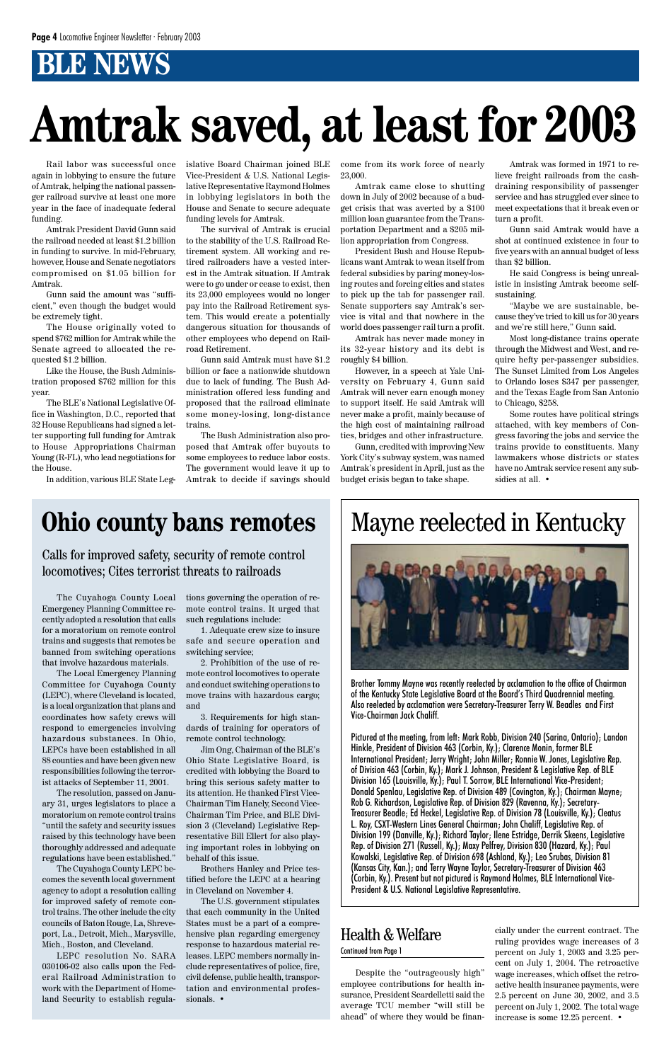# BLE NEWS

# Amtrak saved, at least for 2003

Rail labor was successful once again in lobbying to ensure the future of Amtrak, helping the national passenger railroad survive at least one more year in the face of inadequate federal funding.

Amtrak President David Gunn said the railroad needed at least $1.2 billion in funding to survive. In mid-February, however, House and Senate negotiators compromised on $1.05 billion for Amtrak.

Gunn said the amount was "sufficient," even though the budget would be extremely tight.

The House originally voted to spend $762 million for Amtrak while the Senate agreed to allocated the requested $1.2 billion.

Like the House, the Bush Administration proposed $762 million for this year.

The BLE's National Legislative Office in Washington, D.C., reported that 32 House Republicans had signed a letter supporting full funding for Amtrak to House Appropriations Chairman Young (R-FL), who lead negotiations for the House.

In addition, various BLE State Legislative Board Chairman joined BLE Vice-President & U.S. National Legislative Representative Raymond Holmes in lobbying legislators in both the House and Senate to secure adequate funding levels for Amtrak.

The survival of Amtrak is crucial to the stability of the U.S. Railroad Retirement system. All working and retired railroaders have a vested interest in the Amtrak situation. If Amtrak were to go under or cease to exist, then its 23,000 employees would no longer pay into the Railroad Retirement system. This would create a potentially dangerous situation for thousands of other employees who depend on Railroad Retirement.

Gunn said Amtrak must have $1.2 billion or face a nationwide shutdown due to lack of funding. The Bush Administration offered less funding and proposed that the railroad eliminate some money-losing, long-distance trains.

The Bush Administration also proposed that Amtrak offer buyouts to some employees to reduce labor costs. The government would leave it up to Amtrak to decide if savings should come from its work force of nearly 23,000.

Amtrak came close to shutting down in July of 2002 because of a budget crisis that was averted by a $100 million loan guarantee from the Transportation Department and a $205 million appropriation from Congress.

President Bush and House Republicans want Amtrak to wean itself from federal subsidies by paring money-losing routes and forcing cities and states to pick up the tab for passenger rail. Senate supporters say Amtrak's service is vital and that nowhere in the world does passenger rail turn a profit.

Amtrak has never made money in its 32-year history and its debt is roughly $4 billion.

However, in a speech at Yale University on February 4, Gunn said Amtrak will never earn enough money to support itself. He said Amtrak will never make a profit, mainly because of the high cost of maintaining railroad ties, bridges and other infrastructure.

Gunn, credited with improving New York City's subway system, was named Amtrak's president in April, just as the budget crisis began to take shape.

Amtrak was formed in 1971 to relieve freight railroads from the cash-draining responsibility of passenger service and has struggled ever since to meet expectations that it break even or turn a profit.

Gunn said Amtrak would have a shot at continued existence in four to five years with an annual budget of less than $2 billion.

He said Congress is being unrealistic in insisting Amtrak become self-sustaining.

"Maybe we are sustainable, because they've tried to kill us for 30 years and we're still here," Gunn said.

Most long-distance trains operate through the Midwest and West, and require hefty per-passenger subsidies. The Sunset Limited from Los Angeles to Orlando loses $347 per passenger, and the Texas Eagle from San Antonio to Chicago, $258.

Some routes have political strings attached, with key members of Congress favoring the jobs and service the trains provide to constituents. Many lawmakers whose districts or states have no Amtrak service resent any subsidies at all. •

# Ohio county bans remotes

## Calls for improved safety, security of remote control locomotives; Cites terrorist threats to railroads

The Cuyahoga County Local Emergency Planning Committee recently adopted a resolution that calls for a moratorium on remote control trains and suggests that remotes be banned from switching operations that involve hazardous materials.

The Local Emergency Planning Committee for Cuyahoga County (LEPC), where Cleveland is located, is a local organization that plans and coordinates how safety crews will respond to emergencies involving hazardous substances. In Ohio, LEPCs have been established in all 88 counties and have been given new responsibilities following the terrorist attacks of September 11, 2001.

The resolution, passed on January 31, urges legislators to place a moratorium on remote control trains "until the safety and security issues raised by this technology have been thoroughly addressed and adequate regulations have been established."

The Cuyahoga County LEPC becomes the seventh local government agency to adopt a resolution calling for improved safety of remote control trains. The other include the city councils of Baton Rouge, La, Shreveport, La., Detroit, Mich., Marysville, Mich., Boston, and Cleveland.

LEPC resolution No. SARA 030106-02 also calls upon the Federal Railroad Administration to work with the Department of Homeland Security to establish regulations governing the operation of remote control trains. It urged that such regulations include:

1. Adequate crew size to insure safe and secure operation and switching service;

2. Prohibition of the use of remote control locomotives to operate and conduct switching operations to move trains with hazardous cargo; and

3. Requirements for high standards of training for operators of remote control technology.

Jim Ong, Chairman of the BLE's Ohio State Legislative Board, is credited with lobbying the Board to bring this serious safety matter to its attention. He thanked First Vice-Chairman Tim Hanely, Second Vice-Chairman Tim Price, and BLE Division 3 (Cleveland) Legislative Representative Bill Ellert for also playing important roles in lobbying on behalf of this issue.

Brothers Hanley and Price testified before the LEPC at a hearing in Cleveland on November 4.

The U.S. government stipulates that each community in the United States must be a part of a comprehensive plan regarding emergency response to hazardous material releases. LEPC members normally include representatives of police, fire, civil defense, public health, transportation and environmental professionals. •

# Mayne reelected in Kentucky

Brother Tommy Mayne was recently reelected by acclamation to the office of Chairman of the Kentucky State Legislative Board at the Board's Third Quadrennial meeting. Also reelected by acclamation were Secretary-Treasurer Terry W. Beadles and First Vice-Chairman Jack Chaliff.

Pictured at the meeting, from left: Mark Robb, Division 240 (Sarina, Ontario); Landon Hinkle, President of Division 463 (Corbin, Ky.); Clarence Monin, former BLE International President; Jerry Wright; John Miller; Ronnie W. Jones, Legislative Rep. of Division 463 (Corbin, Ky.); Mark J. Johnson, President & Legislative Rep. of BLE Division 165 (Louisville, Ky.); Paul T. Sorrow, BLE International Vice-President; Donald Spenlau, Legislative Rep. of Division 489 (Covington, Ky.); Chairman Mayne; Rob G. Richardson, Legislative Rep. of Division 829 (Ravenna, Ky.); Secretary-Treasurer Beadle; Ed Heckel, Legislative Rep. of Division 78 (Louisville, Ky.); Cleatus L. Roy, CSXT-Western Lines General Chairman; John Chaliff, Legislative Rep. of Division 199 (Danville, Ky.); Richard Taylor; Ilene Estridge, Derrik Skeens, Legislative Rep. of Division 271 (Russell, Ky.); Maxy Pelfrey, Division 830 (Hazard, Ky.); Paul Kowalski, Legislative Rep. of Division 698 (Ashland, Ky.); Leo Srubas, Division 81 (Kansas City, Kan.); and Terry Wayne Taylor, Secretary-Treasurer of Division 463 (Corbin, Ky.). Present but not pictured is Raymond Holmes, BLE International Vice-President & U.S. National Legislative Representative.

## Health & Welfare

Continued from Page 1

Despite the "outrageously high" employee contributions for health insurance, President Scardelletti said the average TCU member "will still be ahead" of where they would be financially under the current contract. The ruling provides wage increases of 3 percent on July 1, 2003 and 3.25 percent on July 1, 2004. The retroactive wage increases, which offset the retroactive health insurance payments, were 2.5 percent on June 30, 2002, and 3.5 percent on July 1, 2002. The total wage increase is some 12.25 percent. •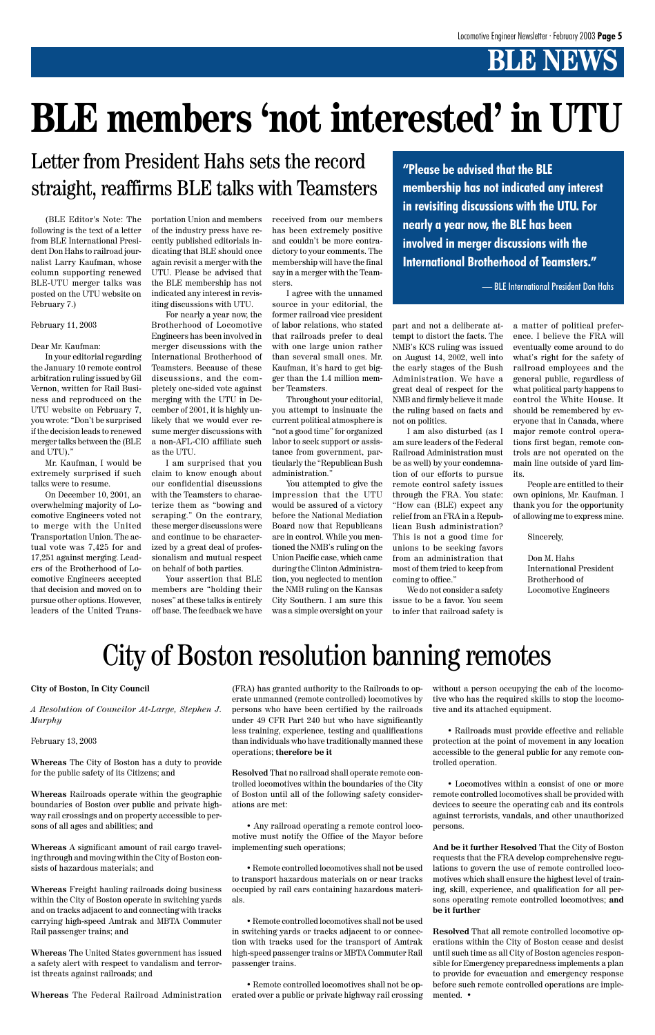# BLE members 'not interested' in UTU

## Letter from President Hahs sets the record straight, reaffirms BLE talks with Teamsters

> **"Please be advised that the BLE membership has not indicated any interest in revisiting discussions with the UTU. For nearly a year now, the BLE has been involved in merger discussions with the International Brotherhood of Teamsters."**
>
> — BLE International President Don Hahs

(BLE Editor's Note: The following is the text of a letter from BLE International President Don Hahs to railroad journalist Larry Kaufman, whose column supporting renewed BLE-UTU merger talks was posted on the UTU website on February 7.)

February 11, 2003

Dear Mr. Kaufman:

In your editorial regarding the January 10 remote control arbitration ruling issued by Gil Vernon, written for Rail Business and reproduced on the UTU website on February 7, you wrote: "Don't be surprised if the decision leads to renewed merger talks between the (BLE and UTU)."

Mr. Kaufman, I would be extremely surprised if such talks were to resume.

On December 10, 2001, an overwhelming majority of Locomotive Engineers voted not to merge with the United Transportation Union. The actual vote was 7,425 for and 17,251 against merging. Leaders of the Brotherhood of Locomotive Engineers accepted that decision and moved on to pursue other options. However, leaders of the United Transportation Union and members of the industry press have recently published editorials indicating that BLE should once again revisit a merger with the UTU. Please be advised that the BLE membership has not indicated any interest in revisiting discussions with UTU.

For nearly a year now, the Brotherhood of Locomotive Engineers has been involved in merger discussions with the International Brotherhood of Teamsters. Because of these discussions, and the completely one-sided vote against merging with the UTU in December of 2001, it is highly unlikely that we would ever resume merger discussions with a non-AFL-CIO affiliate such as the UTU.

I am surprised that you claim to know enough about our confidential discussions with the Teamsters to characterize them as "bowing and scraping." On the contrary, these merger discussions were and continue to be characterized by a great deal of professionalism and mutual respect on behalf of both parties.

Your assertion that BLE members are "holding their noses" at these talks is entirely off base. The feedback we have received from our members has been extremely positive and couldn't be more contradictory to your comments. The membership will have the final say in a merger with the Teamsters.

I agree with the unnamed source in your editorial, the former railroad vice president of labor relations, who stated that railroads prefer to deal with one large union rather than several small ones. Mr. Kaufman, it's hard to get bigger than the 1.4 million member Teamsters.

Throughout your editorial, you attempt to insinuate the current political atmosphere is "not a good time" for organized labor to seek support or assistance from government, particularly the "Republican Bush administration."

You attempted to give the impression that the UTU would be assured of a victory before the National Mediation Board now that Republicans are in control. While you mentioned the NMB's ruling on the Union Pacific case, which came during the Clinton Administration, you neglected to mention the NMB ruling on the Kansas City Southern. I am sure this was a simple oversight on your part and not a deliberate attempt to distort the facts. The NMB's KCS ruling was issued on August 14, 2002, well into the early stages of the Bush Administration. We have a great deal of respect for the NMB and firmly believe it made the ruling based on facts and not on politics.

I am also disturbed (as I am sure leaders of the Federal Railroad Administration must be as well) by your condemnation of our efforts to pursue remote control safety issues through the FRA. You state: "How can (BLE) expect any relief from an FRA in a Republican Bush administration? This is not a good time for unions to be seeking favors from an administration that most of them tried to keep from coming to office."

We do not consider a safety issue to be a favor. You seem to infer that railroad safety is a matter of political preference. I believe the FRA will eventually come around to do what's right for the safety of railroad employees and the general public, regardless of what political party happens to control the White House. It should be remembered by everyone that in Canada, where remote control operations first began, remote controls are not operated on the main line outside of yard limits.

People are entitled to their own opinions, Mr. Kaufman. I thank you for the opportunity of allowing me to express mine.

Sincerely,

Don M. Hahs
International President
Brotherhood of Locomotive Engineers

# City of Boston resolution banning remotes

**City of Boston, In City Council**

*A Resolution of Councilor At-Large, Stephen J. Murphy*

February 13, 2003

**Whereas** The City of Boston has a duty to provide for the public safety of its Citizens; and

**Whereas** Railroads operate within the geographic boundaries of Boston over public and private highway rail crossings and on property accessible to persons of all ages and abilities; and

**Whereas** A significant amount of rail cargo traveling through and moving within the City of Boston consists of hazardous materials; and

**Whereas** Freight hauling railroads doing business within the City of Boston operate in switching yards and on tracks adjacent to and connecting with tracks carrying high-speed Amtrak and MBTA Commuter Rail passenger trains; and

**Whereas** The United States government has issued a safety alert with respect to vandalism and terrorist threats against railroads; and

**Whereas** The Federal Railroad Administration (FRA) has granted authority to the Railroads to operate unmanned (remote controlled) locomotives by persons who have been certified by the railroads under 49 CFR Part 240 but who have significantly less training, experience, testing and qualifications than individuals who have traditionally manned these operations; **therefore be it**

**Resolved** That no railroad shall operate remote controlled locomotives within the boundaries of the City of Boston until all of the following safety considerations are met:

- Any railroad operating a remote control locomotive must notify the Office of the Mayor before implementing such operations;
- Remote controlled locomotives shall not be used to transport hazardous materials on or near tracks occupied by rail cars containing hazardous materials.
- Remote controlled locomotives shall not be used in switching yards or tracks adjacent to or connection with tracks used for the transport of Amtrak high-speed passenger trains or MBTA Commuter Rail passenger trains.
- Remote controlled locomotives shall not be operated over a public or private highway rail crossing without a person occupying the cab of the locomotive who has the required skills to stop the locomotive and its attached equipment.
- Railroads must provide effective and reliable protection at the point of movement in any location accessible to the general public for any remote controlled operation.
- Locomotives within a consist of one or more remote controlled locomotives shall be provided with devices to secure the operating cab and its controls against terrorists, vandals, and other unauthorized persons.

**And be it further Resolved** That the City of Boston requests that the FRA develop comprehensive regulations to govern the use of remote controlled locomotives which shall ensure the highest level of training, skill, experience, and qualification for all persons operating remote controlled locomotives; **and be it further**

**Resolved** That all remote controlled locomotive operations within the City of Boston cease and desist until such time as all City of Boston agencies responsible for Emergency preparedness implements a plan to provide for evacuation and emergency response before such remote controlled operations are implemented. •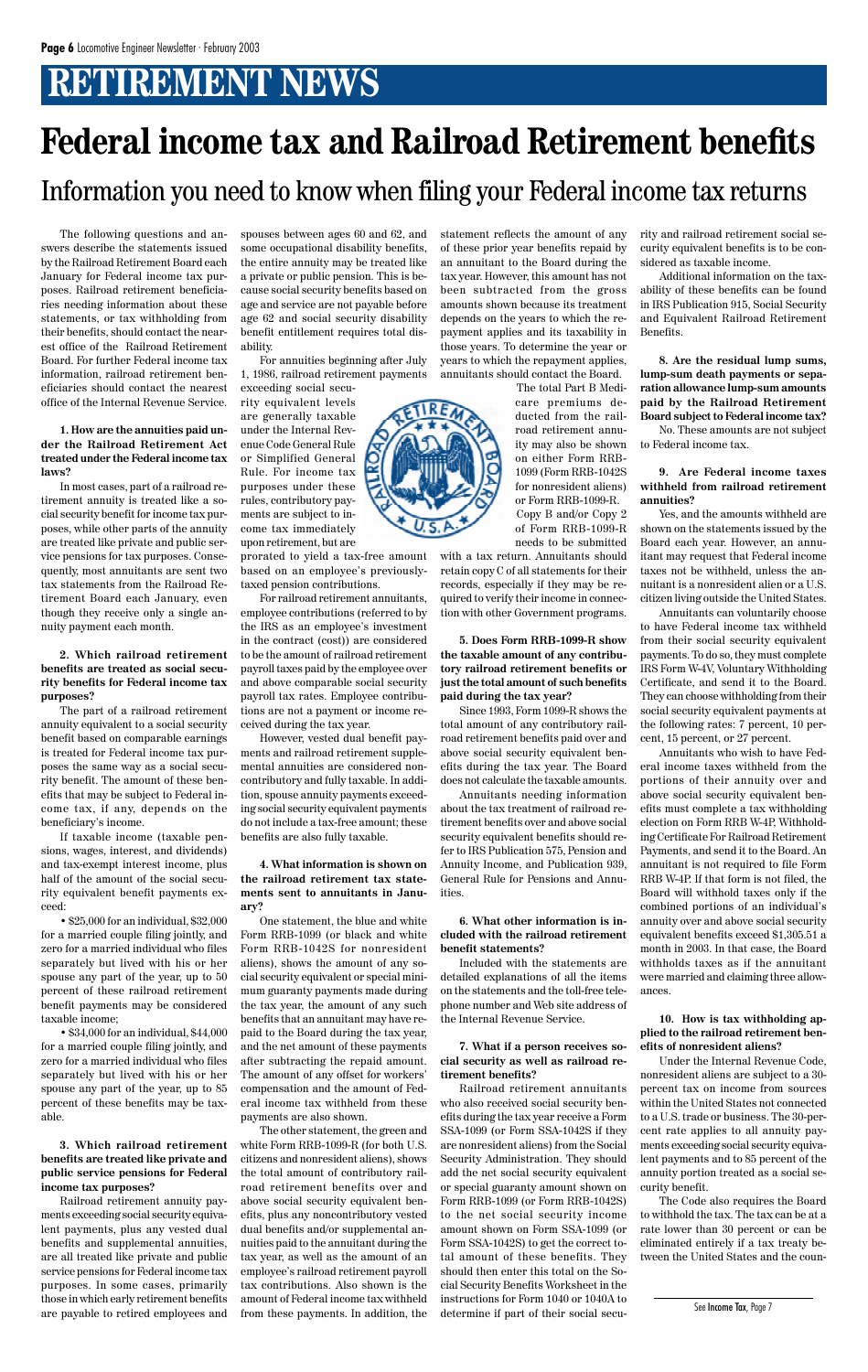# RETIREMENT NEWS

# Federal income tax and Railroad Retirement benefits

## Information you need to know when filing your Federal income tax returns

The following questions and answers describe the statements issued by the Railroad Retirement Board each January for Federal income tax purposes. Railroad retirement beneficiaries needing information about these statements, or tax withholding from their benefits, should contact the nearest office of the Railroad Retirement Board. For further Federal income tax information, railroad retirement beneficiaries should contact the nearest office of the Internal Revenue Service.

**1. How are the annuities paid under the Railroad Retirement Act treated under the Federal income tax laws?**

In most cases, part of a railroad retirement annuity is treated like a social security benefit for income tax purposes, while other parts of the annuity are treated like private and public service pensions for tax purposes. Consequently, most annuitants are sent two tax statements from the Railroad Retirement Board each January, even though they receive only a single annuity payment each month.

**2. Which railroad retirement benefits are treated as social security benefits for Federal income tax purposes?**

The part of a railroad retirement annuity equivalent to a social security benefit based on comparable earnings is treated for Federal income tax purposes the same way as a social security benefit. The amount of these benefits that may be subject to Federal income tax, if any, depends on the beneficiary's income.

If taxable income (taxable pensions, wages, interest, and dividends) and tax-exempt interest income, plus half of the amount of the social security equivalent benefit payments exceed:

- $25,000 for an individual, $32,000 for a married couple filing jointly, and zero for a married individual who files separately but lived with his or her spouse any part of the year, up to 50 percent of these railroad retirement benefit payments may be considered taxable income;
- $34,000 for an individual, $44,000 for a married couple filing jointly, and zero for a married individual who files separately but lived with his or her spouse any part of the year, up to 85 percent of these benefits may be taxable.

**3. Which railroad retirement benefits are treated like private and public service pensions for Federal income tax purposes?**

Railroad retirement annuity payments exceeding social security equivalent payments, plus any vested dual benefits and supplemental annuities, are all treated like private and public service pensions for Federal income tax purposes. In some cases, primarily those in which early retirement benefits are payable to retired employees and spouses between ages 60 and 62, and some occupational disability benefits, the entire annuity may be treated like a private or public pension. This is because social security benefits based on age and service are not payable before age 62 and social security disability benefit entitlement requires total disability.

For annuities beginning after July 1, 1986, railroad retirement payments exceeding social security equivalent levels are generally taxable under the Internal Revenue Code General Rule or Simplified General Rule. For income tax purposes under these rules, contributory payments are subject to income tax immediately upon retirement, but are prorated to yield a tax-free amount based on an employee's previously-taxed pension contributions.

For railroad retirement annuitants, employee contributions (referred to by the IRS as an employee's investment in the contract (cost)) are considered to be the amount of railroad retirement payroll taxes paid by the employee over and above comparable social security payroll tax rates. Employee contributions are not a payment or income received during the tax year.

However, vested dual benefit payments and railroad retirement supplemental annuities are considered noncontributory and fully taxable. In addition, spouse annuity payments exceeding social security equivalent payments do not include a tax-free amount; these benefits are also fully taxable.

**4. What information is shown on the railroad retirement tax statements sent to annuitants in January?**

One statement, the blue and white Form RRB-1099 (or black and white Form RRB-1042S for nonresident aliens), shows the amount of any social security equivalent or special minimum guaranty payments made during the tax year, the amount of any such benefits that an annuitant may have repaid to the Board during the tax year, and the net amount of these payments after subtracting the repaid amount. The amount of any offset for workers' compensation and the amount of Federal income tax withheld from these payments are also shown.

The other statement, the green and white Form RRB-1099-R (for both U.S. citizens and nonresident aliens), shows the total amount of contributory railroad retirement benefits over and above social security equivalent benefits, plus any noncontributory vested dual benefits and/or supplemental annuities paid to the annuitant during the tax year, as well as the amount of an employee's railroad retirement payroll tax contributions. Also shown is the amount of Federal income tax withheld from these payments. In addition, the statement reflects the amount of any of these prior year benefits repaid by an annuitant to the Board during the tax year. However, this amount has not been subtracted from the gross amounts shown because its treatment depends on the years to which the repayment applies and its taxability in those years. To determine the year or years to which the repayment applies, annuitants should contact the Board.

The total Part B Medicare premiums deducted from the railroad retirement annuity may also be shown on either Form RRB-1099 (Form RRB-1042S for nonresident aliens) or Form RRB-1099-R. Copy B and/or Copy 2 of Form RRB-1099-R needs to be submitted with a tax return. Annuitants should retain copy C of all statements for their records, especially if they may be required to verify their income in connection with other Government programs.

**5. Does Form RRB-1099-R show the taxable amount of any contributory railroad retirement benefits or just the total amount of such benefits paid during the tax year?**

Since 1993, Form 1099-R shows the total amount of any contributory railroad retirement benefits paid over and above social security equivalent benefits during the tax year. The Board does not calculate the taxable amounts.

Annuitants needing information about the tax treatment of railroad retirement benefits over and above social security equivalent benefits should refer to IRS Publication 575, Pension and Annuity Income, and Publication 939, General Rule for Pensions and Annuities.

**6. What other information is included with the railroad retirement benefit statements?**

Included with the statements are detailed explanations of all the items on the statements and the toll-free telephone number and Web site address of the Internal Revenue Service.

**7. What if a person receives social security as well as railroad retirement benefits?**

Railroad retirement annuitants who also received social security benefits during the tax year receive a Form SSA-1099 (or Form SSA-1042S if they are nonresident aliens) from the Social Security Administration. They should add the net social security equivalent or special guaranty amount shown on Form RRB-1099 (or Form RRB-1042S) to the net social security income amount shown on Form SSA-1099 (or Form SSA-1042S) to get the correct total amount of these benefits. They should then enter this total on the Social Security Benefits Worksheet in the instructions for Form 1040 or 1040A to determine if part of their social security and railroad retirement social security equivalent benefits is to be considered as taxable income.

Additional information on the taxability of these benefits can be found in IRS Publication 915, Social Security and Equivalent Railroad Retirement Benefits.

**8. Are the residual lump sums, lump-sum death payments or separation allowance lump-sum amounts paid by the Railroad Retirement Board subject to Federal income tax?**

No. These amounts are not subject to Federal income tax.

**9. Are Federal income taxes withheld from railroad retirement annuities?**

Yes, and the amounts withheld are shown on the statements issued by the Board each year. However, an annuitant may request that Federal income taxes not be withheld, unless the annuitant is a nonresident alien or a U.S. citizen living outside the United States.

Annuitants can voluntarily choose to have Federal income tax withheld from their social security equivalent payments. To do so, they must complete IRS Form W-4V, Voluntary Withholding Certificate, and send it to the Board. They can choose withholding from their social security equivalent payments at the following rates: 7 percent, 10 percent, 15 percent, or 27 percent.

Annuitants who wish to have Federal income taxes withheld from the portions of their annuity over and above social security equivalent benefits must complete a tax withholding election on Form RRB W-4P, Withholding Certificate For Railroad Retirement Payments, and send it to the Board. An annuitant is not required to file Form RRB W-4P. If that form is not filed, the Board will withhold taxes only if the combined portions of an individual's annuity over and above social security equivalent benefits exceed $1,305.51 a month in 2003. In that case, the Board withholds taxes as if the annuitant were married and claiming three allowances.

**10. How is tax withholding applied to the railroad retirement benefits of nonresident aliens?**

Under the Internal Revenue Code, nonresident aliens are subject to a 30-percent tax on income from sources within the United States not connected to a U.S. trade or business. The 30-percent rate applies to all annuity payments exceeding social security equivalent payments and to 85 percent of the annuity portion treated as a social security benefit.

The Code also requires the Board to withhold the tax. The tax can be at a rate lower than 30 percent or can be eliminated entirely if a tax treaty between the United States and the coun-

See Income Tax, Page 7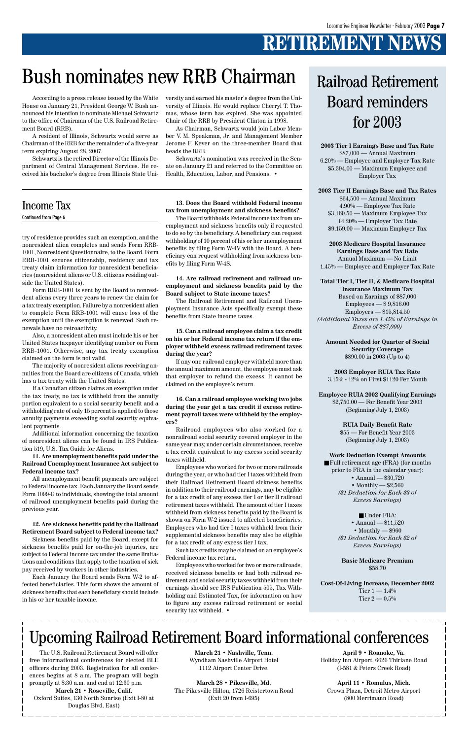# RETIREMENT NEWS

# Bush nominates new RRB Chairman

According to a press release issued by the White House on January 21, President George W. Bush announced his intention to nominate Michael Schwartz to the office of Chairman of the U.S. Railroad Retirement Board (RRB).

A resident of Illinois, Schwartz would serve as Chairman of the RRB for the remainder of a five-year term expiring August 28, 2007.

Schwartz is the retired Director of the Illinois Department of Central Management Services. He received his bachelor's degree from Illinois State University and earned his master's degree from the University of Illinois. He would replace Cherryl T. Thomas, whose term has expired. She was appointed Chair of the RRB by President Clinton in 1998.

As Chairman, Schwartz would join Labor Member V. M. Speakman, Jr. and Management Member Jerome F. Kever on the three-member Board that heads the RRB.

Schwartz's nomination was received in the Senate on January 21 and referred to the Committee on Health, Education, Labor, and Pensions. •

## Income Tax

Continued from Page 6

try of residence provides such an exemption, and the nonresident alien completes and sends Form RRB-1001, Nonresident Questionnaire, to the Board. Form RRB-1001 secures citizenship, residency and tax treaty claim information for nonresident beneficiaries (nonresident aliens or U.S. citizens residing outside the United States).

Form RRB-1001 is sent by the Board to nonresident aliens every three years to renew the claim for a tax treaty exemption. Failure by a nonresident alien to complete Form RRB-1001 will cause loss of the exemption until the exemption is renewed. Such renewals have no retroactivity.

Also, a nonresident alien must include his or her United States taxpayer identifying number on Form RRB-1001. Otherwise, any tax treaty exemption claimed on the form is not valid.

The majority of nonresident aliens receiving annuities from the Board are citizens of Canada, which has a tax treaty with the United States.

If a Canadian citizen claims an exemption under the tax treaty, no tax is withheld from the annuity portion equivalent to a social security benefit and a withholding rate of only 15 percent is applied to those annuity payments exceeding social security equivalent payments.

Additional information concerning the taxation of nonresident aliens can be found in IRS Publication 519, U.S. Tax Guide for Aliens.

**11. Are unemployment benefits paid under the Railroad Unemployment Insurance Act subject to Federal income tax?**

All unemployment benefit payments are subject to Federal income tax. Each January the Board sends Form 1099-G to individuals, showing the total amount of railroad unemployment benefits paid during the previous year.

**12. Are sickness benefits paid by the Railroad Retirement Board subject to Federal income tax?**

Sickness benefits paid by the Board, except for sickness benefits paid for on-the-job injuries, are subject to Federal income tax under the same limitations and conditions that apply to the taxation of sick pay received by workers in other industries.

Each January the Board sends Form W-2 to affected beneficiaries. This form shows the amount of sickness benefits that each beneficiary should include in his or her taxable income.

**13. Does the Board withhold Federal income tax from unemployment and sickness benefits?**

The Board withholds Federal income tax from unemployment and sickness benefits only if requested to do so by the beneficiary. A beneficiary can request withholding of 10 percent of his or her unemployment benefits by filing Form W-4V with the Board. A beneficiary can request withholding from sickness benefits by filing Form W-4S.

**14. Are railroad retirement and railroad unemployment and sickness benefits paid by the Board subject to State income taxes?**

The Railroad Retirement and Railroad Unemployment Insurance Acts specifically exempt these benefits from State income taxes.

**15. Can a railroad employee claim a tax credit on his or her Federal income tax return if the employer withheld excess railroad retirement taxes during the year?**

If any one railroad employer withheld more than the annual maximum amount, the employee must ask that employer to refund the excess. It cannot be claimed on the employee's return.

**16. Can a railroad employee working two jobs during the year get a tax credit if excess retirement payroll taxes were withheld by the employers?**

Railroad employees who also worked for a nonrailroad social security covered employer in the same year may, under certain circumstances, receive a tax credit equivalent to any excess social security taxes withheld.

Employees who worked for two or more railroads during the year, or who had tier I taxes withheld from their Railroad Retirement Board sickness benefits in addition to their railroad earnings, may be eligible for a tax credit of any excess tier I or tier II railroad retirement taxes withheld. The amount of tier I taxes withheld from sickness benefits paid by the Board is shown on Form W-2 issued to affected beneficiaries. Employees who had tier I taxes withheld from their supplemental sickness benefits may also be eligible for a tax credit of any excess tier I tax.

Such tax credits may be claimed on an employee's Federal income tax return.

Employees who worked for two or more railroads, received sickness benefits or had both railroad retirement and social security taxes withheld from their earnings should see IRS Publication 505, Tax Withholding and Estimated Tax, for information on how to figure any excess railroad retirement or social security tax withheld. •

# Railroad Retirement Board reminders for 2003

**2003 Tier I Earnings Base and Tax Rate**
$87,000 — Annual Maximum
6.20% — Employee and Employer Tax Rate
$5,394.00 — Maximum Employee and Employer Tax

**2003 Tier II Earnings Base and Tax Rates**
$64,500 — Annual Maximum
4.90% — Employee Tax Rate
$3,160.50 — Maximum Employee Tax
14.20% — Employer Tax Rate
$9,159.00 — Maximum Employer Tax

**2003 Medicare Hospital Insurance Earnings Base and Tax Rate**
Annual Maximum — No Limit
1.45% — Employee and Employer Tax Rate

**Total Tier I, Tier II, & Medicare Hospital Insurance Maximum Tax**
Based on Earnings of $87,000
Employees — $ 9,816.00
Employers — $15,814.50
*(Additional Taxes are 1.45% of Earnings in Excess of $87,000)*

**Amount Needed for Quarter of Social Security Coverage**
$890.00 in 2003 (Up to 4)

**2003 Employer RUIA Tax Rate**
3.15% - 12% on First $1120 Per Month

**Employee RUIA 2002 Qualifying Earnings**
$2,750.00 — For Benefit Year 2003 (Beginning July 1, 2003)

**RUIA Daily Benefit Rate**
$55 — For Benefit Year 2003 (Beginning July 1, 2003)

**Work Deduction Exempt Amounts**

- Full retirement age (FRA) (for months prior to FRA in the calendar year):
  - Annual — $30,720
  - Monthly — $2,560
  - *($1 Deduction for Each $3 of Excess Earnings)*
- Under FRA:
  - Annual — $11,520
  - Monthly — $960
  - *($1 Deduction for Each $2 of Excess Earnings)*

**Basic Medicare Premium**
$58.70

**Cost-Of-Living Increase, December 2002**
Tier 1 — 1.4%
Tier 2 — 0.5%

# Upcoming Railroad Retirement Board informational conferences

The U.S. Railroad Retirement Board will offer free informational conferences for elected BLE officers during 2003. Registration for all conferences begins at 8 a.m. The program will begin promptly at 8:30 a.m. and end at 12:30 p.m.

**March 21 • Roseville, Calif.**
Oxford Suites, 130 North Sunrise (Exit I-80 at Douglas Blvd. East)

**March 21 • Nashville, Tenn.**
Wyndham Nashville Airport Hotel
1112 Airport Center Drive.

**March 28 • Pikesville, Md.**
The Pikesville Hilton, 1726 Reisterstown Road (Exit 20 from I-695)

**April 9 • Roanoke, Va.**
Holiday Inn Airport, 6626 Thirlane Road (I-581 & Peters Creek Road)

**April 11 • Romulus, Mich.**
Crown Plaza, Detroit Metro Airport (800 Merrimann Road)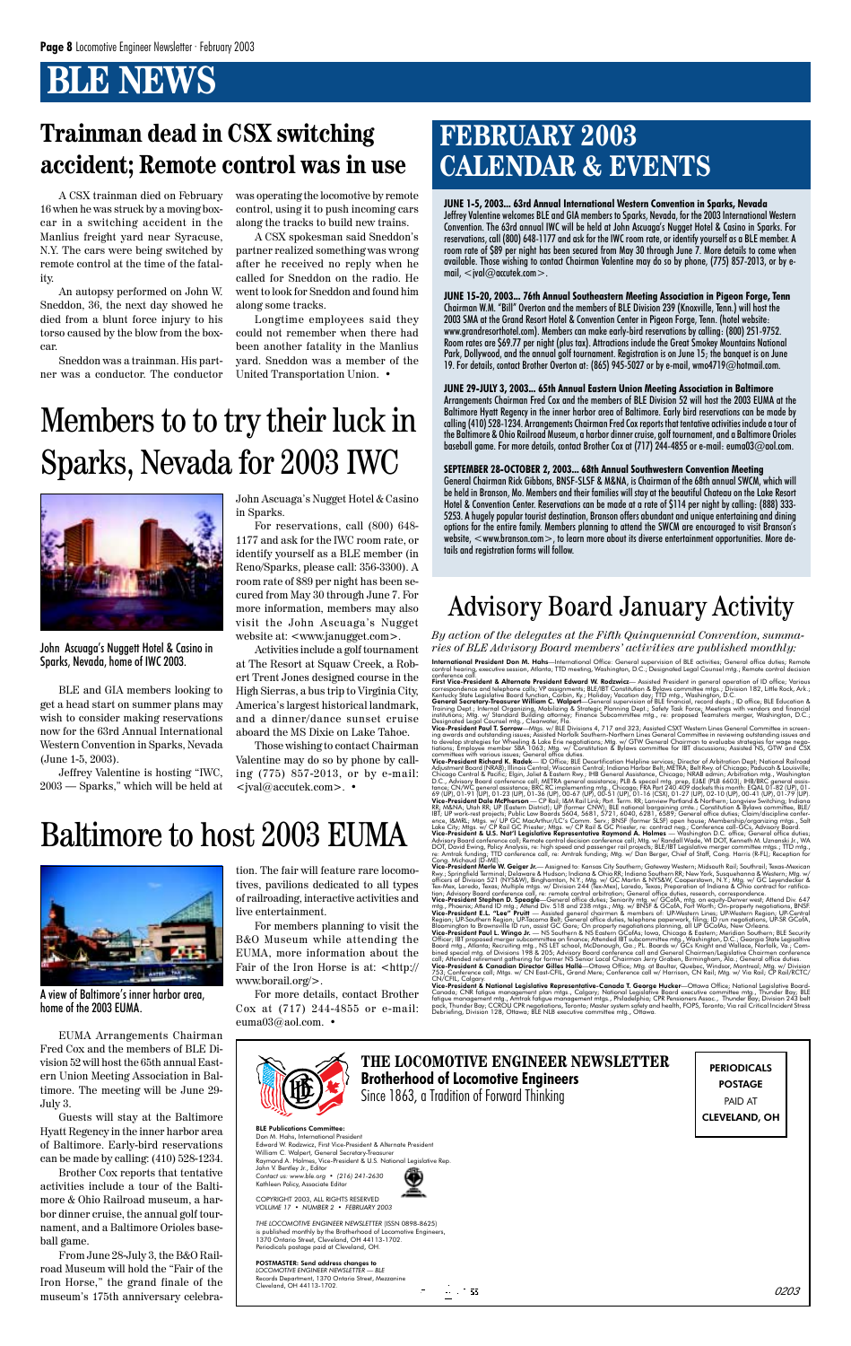# BLE NEWS

## Trainman dead in CSX switching accident; Remote control was in use

A CSX trainman died on February 16 when he was struck by a moving boxcar in a switching accident in the Manlius freight yard near Syracuse, N.Y. The cars were being switched by remote control at the time of the fatality.

An autopsy performed on John W. Sneddon, 36, the next day showed he died from a blunt force injury to his torso caused by the blow from the boxcar.

Sneddon was a trainman. His partner was a conductor. The conductor was operating the locomotive by remote control, using it to push incoming cars along the tracks to build new trains.

A CSX spokesman said Sneddon's partner realized something was wrong after he received no reply when he called for Sneddon on the radio. He went to look for Sneddon and found him along some tracks.

Longtime employees said they could not remember when there had been another fatality in the Manlius yard. Sneddon was a member of the United Transportation Union. •

## Members to to try their luck in Sparks, Nevada for 2003 IWC

John Ascuaga's Nugget Hotel & Casino in Sparks, Nevada, home of IWC 2003.

BLE and GIA members looking to get a head start on summer plans may wish to consider making reservations now for the 63rd Annual International Western Convention in Sparks, Nevada (June 1-5, 2003).

Jeffrey Valentine is hosting "IWC, 2003 — Sparks," which will be held at John Ascuaga's Nugget Hotel & Casino in Sparks.

For reservations, call (800) 648-1177 and ask for the IWC room rate, or identify yourself as a BLE member (in Reno/Sparks, please call: 356-3300). A room rate of $89 per night has been secured from May 30 through June 7. For more information, members may also visit the John Ascuaga's Nugget website at: <www.janugget.com>.

Activities include a golf tournament at The Resort at Squaw Creek, a Robert Trent Jones designed course in the High Sierras, a bus trip to Virginia City, America's largest historical landmark, and a dinner/dance sunset cruise aboard the MS Dixie on Lake Tahoe.

Those wishing to contact Chairman Valentine may do so by phone by calling (775) 857-2013, or by e-mail: <jval@accutek.com>. •

## Baltimore to host 2003 EUMA

A view of Baltimore's inner harbor area, home of the 2003 EUMA.

EUMA Arrangements Chairman Fred Cox and the members of BLE Division 52 will host the 65th annual Eastern Union Meeting Association in Baltimore. The meeting will be June 29-July 3.

Guests will stay at the Baltimore Hyatt Regency in the inner harbor area of Baltimore. Early-bird reservations can be made by calling: (410) 528-1234.

Brother Cox reports that tentative activities include a tour of the Baltimore & Ohio Railroad museum, a harbor dinner cruise, the annual golf tournament, and a Baltimore Orioles baseball game.

From June 28-July 3, the B&O Railroad Museum will hold the "Fair of the Iron Horse," the grand finale of the museum's 175th anniversary celebration. The fair will feature rare locomotives, pavilions dedicated to all types of railroading, interactive activities and live entertainment.

For members planning to visit the B&O Museum while attending the EUMA, more information about the Fair of the Iron Horse is at: <http://www.borail.org/>.

For more details, contact Brother Cox at (717) 244-4855 or e-mail: euma03@aol.com. •

## FEBRUARY 2003 CALENDAR & EVENTS

**JUNE 1-5, 2003... 63rd Annual International Western Convention in Sparks, Nevada**
Jeffrey Valentine welcomes BLE and GIA members to Sparks, Nevada, for the 2003 International Western Convention. The 63rd annual IWC will be held at John Ascuaga's Nugget Hotel & Casino in Sparks. For reservations, call (800) 648-1177 and ask for the IWC room rate, or identify yourself as a BLE member. A room rate of $89 per night has been secured from May 30 through June 7. More details to come when available. Those wishing to contact Chairman Valentine may do so by phone, (775) 857-2013, or by e-mail, <jval@accutek.com>.

**JUNE 15-20, 2003... 76th Annual Southeastern Meeting Association in Pigeon Forge, Tenn**
Chairman W.M. "Bill" Overton and the members of BLE Division 239 (Knoxville, Tenn.) will host the 2003 SMA at the Grand Resort Hotel & Convention Center in Pigeon Forge, Tenn. (hotel website: www.grandresorthotel.com). Members can make early-bird reservations by calling: (800) 251-9752. Room rates are $69.77 per night (plus tax). Attractions include the Great Smokey Mountains National Park, Dollywood, and the annual golf tournament. Registration is on June 15; the banquet is on June 19. For details, contact Brother Overton at: (865) 945-5027 or by e-mail, wmo4719@hotmail.com.

**JUNE 29-JULY 3, 2003... 65th Annual Eastern Union Meeting Association in Baltimore**
Arrangements Chairman Fred Cox and the members of BLE Division 52 will host the 2003 EUMA at the Baltimore Hyatt Regency in the inner harbor area of Baltimore. Early bird reservations can be made by calling (410) 528-1234. Arrangements Chairman Fred Cox reports that tentative activities include a tour of the Baltimore & Ohio Railroad Museum, a harbor dinner cruise, golf tournament, and a Baltimore Orioles baseball game. For more details, contact Brother Cox at (717) 244-4855 or e-mail: euma03@aol.com.

**SEPTEMBER 28-OCTOBER 2, 2003... 68th Annual Southwestern Convention Meeting**
General Chairman Rick Gibbons, BNSF-SLSF & M&NA, is Chairman of the 68th annual SWCM, which will be held in Branson, Mo. Members and their families will stay at the beautiful Chateau on the Lake Resort Hotel & Convention Center. Reservations can be made at a rate of $114 per night by calling: (888) 333-5253. A hugely popular tourist destination, Branson offers abundant and unique entertaining and dining options for the entire family. Members planning to attend the SWCM are encouraged to visit Branson's website, <www.branson.com>, to learn more about its diverse entertainment opportunities. More details and registration forms will follow.

## Advisory Board January Activity

*By action of the delegates at the Fifth Quinquennial Convention, summaries of BLE Advisory Board members' activities are published monthly:*

**International President Don M. Hahs**—International Office: General supervision of BLE activities; General office duties; Remote control hearing, executive session, Atlanta; TTD meeting, Washington, D.C.; Designated Legal Counsel mtg.; Remote control decision conference call.

**First Vice-President & Alternate President Edward W. Rodzwicz**— Assisted President in general operation of ID office; Various correspondence and telephone calls; VP assignments; BLE/IBT Constitution & Bylaws committee mtgs.; Division 182, Little Rock, Ark.; Kentucky State Legislative Board function, Corbin, Ky.; Holiday; Vacation day; TTD mtg., Washington, D.C.

**General Secretary-Treasurer William C. Walpert**—General supervision of BLE financial, record depts.; ID office; BLE Education & Training Dept.; Internal Organizing, Mobilizing & Strategic Planning Dept.; Safety Task Force; Meetings with vendors and financial institutions; Mtg. w/ Standard Building attorney; Finance Subcommittee mtg., re: proposed Teamsters merger, Washington, D.C.; Designated Legal Counsel mtg.; Clearwater, Fla.

**Vice-President Paul T. Sorrow**—Mtgs. w/ BLE Divisions 4, 717 and 323; Assisted CSXT Western Lines General Committee in screening awards and outstanding issues; Assisted Norfolk Southern-Northern Lines General Committee in reviewing outstanding issues and to develop strategies for Wheeling & Lake Erie negotiations; Mtg. w/ GTW General Chairman to evaluate strategies for wage negotiations; Employee member SBA 1063; Mtg. w/ Constitution & Bylaws committee for IBT discussions; Assisted NS, GTW and CSX committees with various issues; General office duties.

**Vice-President Richard K. Radek**— ID Office; BLE Decertification Helpline services; Director of Arbitration Dept; National Railroad Adjustment Board (NRAB); Illinois Central; Wisconsin Central; Indiana Harbor Belt; METRA; Belt Rwy. of Chicago; Paducah & Louisville; Chicago Central & Pacific; Elgin, Joliet & Eastern Rwy.; IHB General Assistance, Chicago; NRAB admin; Arbitration mtg., Washington D.C., Advisory Board conference call; METRA general assistance; PLB & special mtg. prep, EJ&E (PLB 6603); IHB/BRC general assistance; CN/WC general assistance; BRC RC implementing mtg., Chicago; FRA Part 240.409 dockets this month: EQAL 01-82 (UP), 01-69 (UP), 01-91 (UP), 01-23 (UP), 01-36 (UP), 00-67 (UP), 00-51 (UP), 01-16 (CSX), 01-27 (UP), 02-10 (UP), 00-41 (UP), 01-79 (UP).

**Vice-President Dale McPherson** — CP Rail; I&M Rail Link; Port. Term. RR; Lanview Portland & Northern; Longview Switching; Indiana RR; M&NA; Utah RR; UP (Eastern District); UP (former CNW); BLE national bargaining cmte.; Constitution & Bylaws committee; BLE/IBT; UP work-rest projects; Public Law Boards 5604, 5681, 5721, 6040, 6281, 6589; General office duties, Claim/discipline conference, I&MRL; Mtgs. w/ UP GC MacArthur/LC's Comm. Serv.; BNSF (former SLSF) open house; Membership/organizing mtgs., Salt Lake City; Mtgs. w/ CP Rail GC Priester; Mtgs. w/ CP Rail & GC Priester, re: contract neg.; Conference call-GCs, Advisory Board.

**Vice-President & U.S. Nat'l Legislative Representative Raymond A. Holmes** — Washington D.C. office; General office duties; Advisory Board conference call; Remote control decision conference call; Mtg. w/ Randall Wade, WI DOT, Kenneth M. Uznanski Jr., WA DOT, David Ewing, Policy Analysis, re: high speed and passenger rail projects; BLE/IBT Legislative merger committee mtgs.; TTD mtg., re: Amtrak funding; TTD conference call, re: Amtrak funding; Mtg. w/ Dan Berger, Chief of Staff, Cong. Harris (R-FL); Reception for Cong. Michaud (D-ME).

**Vice-President Merle W. Geiger Jr.**— Assigned to: Kansas City Southern; Gateway Western; Midsouth Rail; Southrail; Texas-Mexican Rwy.; Springfield Terminal; Delaware & Hudson; Indiana & Ohio RR; Indiana Southern RR; New York, Susquehanna & Western, Mtg. w/ officers of Division 521 (NYS&W), Binghamton, N.Y.; Mtg. w/ GC Martin & NYS&W, Cooperstown, N.Y.; Mtg. w/ GC Leyendecker & Tex-Mex, Laredo, Texas; Multiple mtgs. w/ Division 244 (Tex-Mex), Laredo, Texas; Preparation of Indiana & Ohio contract for ratification; Advisory Board conference call, re: remote control arbitration; General office duties, research, correspondence.

**Vice-President Stephen D. Speagle**—General office duties; Seniority mtg. w/ GCofA, mtg. on equity-Denver west; Attend Div. 647 mtg., Phoenix; Attend ID mtg.; Attend Div. 518 and 238 mtgs.; Mtg. w/ BNSF & GCofA, Fort Worth; On-property negotiations, BNSF.

**Vice-President E.L. "Lee" Pruitt** — Assisted general chairmen & members of: UP-Western Lines; UP-Western Region; UP-Central Region; UP-Southern Region; UP-Tacoma Belt; General office duties, telephone paperwork, filing; ID run negotiations, UP-SR GCofA, Bloomington to Brownsville ID run, assist GC Gore; On property negotiations planning, all UP GCofAs, New Orleans.

**Vice-President Paul L. Wingo Jr.** — NS Southern & NS Eastern GCofAs; Iowa, Chicago & Eastern; Meridian Southern; BLE Security Officer; IBT proposed merger subcommittee on finance; Attended IBT subcommittee mtg., Washington, D.C.; Georgia State Legislative Board mtg., Atlanta; Recruiting mtg., NS LET school, McDonough, Ga.; PL. Boards w/ GCs Knight and Wallace, Norfolk, Va.; Combined special mtg. of Divisions 198 & 205; Advisory Board conference call and General Chairmen/Legislative Chairmen conference call; Attended retirement gathering for former NS Senior Local Chairman Jerry Graben, Birmingham, Ala.; General office duties.

**Vice-President & Canadian Director Gilles Hallé**—Ottawa Office; Mtg. at Baultar, Quebec, Windsor, Montreal; Mtg. w/ Division 753; Conference call; Mtgs. w/ CN East-CFIL, Grand Mere; Conference call w/ Harrison, CN Rail; Mtg. w/ Via Rail; CP Rail/RCTC/CN/CFIL, Calgary.

**Vice-President & National Legislative Representative-Canada T. George Hucker**—Ottawa Office; National Legislative Board-Canada; CNR fatigue management plan mtgs., Calgary; National Legislative Board executive committee mtg.; Thunder Bay, BLE fatigue management mtg., Amtrak fatigue management mtgs., Philadelphia; CPR Pensioners Assoc.; Thunder Bay; Division 243 belt pack, Thunder Bay; CCROU CPR negotiations, Toronto; Master system safety and health, FOPS, Toronto; Via rail Critical Incident Stress Debriefing, Division 128, Ottawa; BLE NLB executive committee mtg., Ottawa.

---

**THE LOCOMOTIVE ENGINEER NEWSLETTER**
**Brotherhood of Locomotive Engineers**
Since 1863, a Tradition of Forward Thinking

**PERIODICALS POSTAGE**
PAID AT
**CLEVELAND, OH**

**BLE Publications Committee:**
Don M. Hahs, International President
Edward W. Rodzwicz, First Vice-President & Alternate President
William C. Walpert, General Secretary-Treasurer
Raymond A. Holmes, Vice-President & U.S. National Legislative Rep.
John V. Bentley Jr., Editor
*Contact us: www.ble.org • (216) 241-2630*
Kathleen Policy, Associate Editor

COPYRIGHT 2003, ALL RIGHTS RESERVED
*VOLUME 17 • NUMBER 2 • FEBRUARY 2003*

*THE LOCOMOTIVE ENGINEER NEWSLETTER* (ISSN 0898-8625) is published monthly by the Brotherhood of Locomotive Engineers, 1370 Ontario Street, Cleveland, OH 44113-1702. Periodicals postage paid at Cleveland, OH.

**POSTMASTER: Send address changes to**
*LOCOMOTIVE ENGINEER NEWSLETTER — BLE*
Records Department, 1370 Ontario Street, Mezzanine
Cleveland, OH 44113-1702.

0203